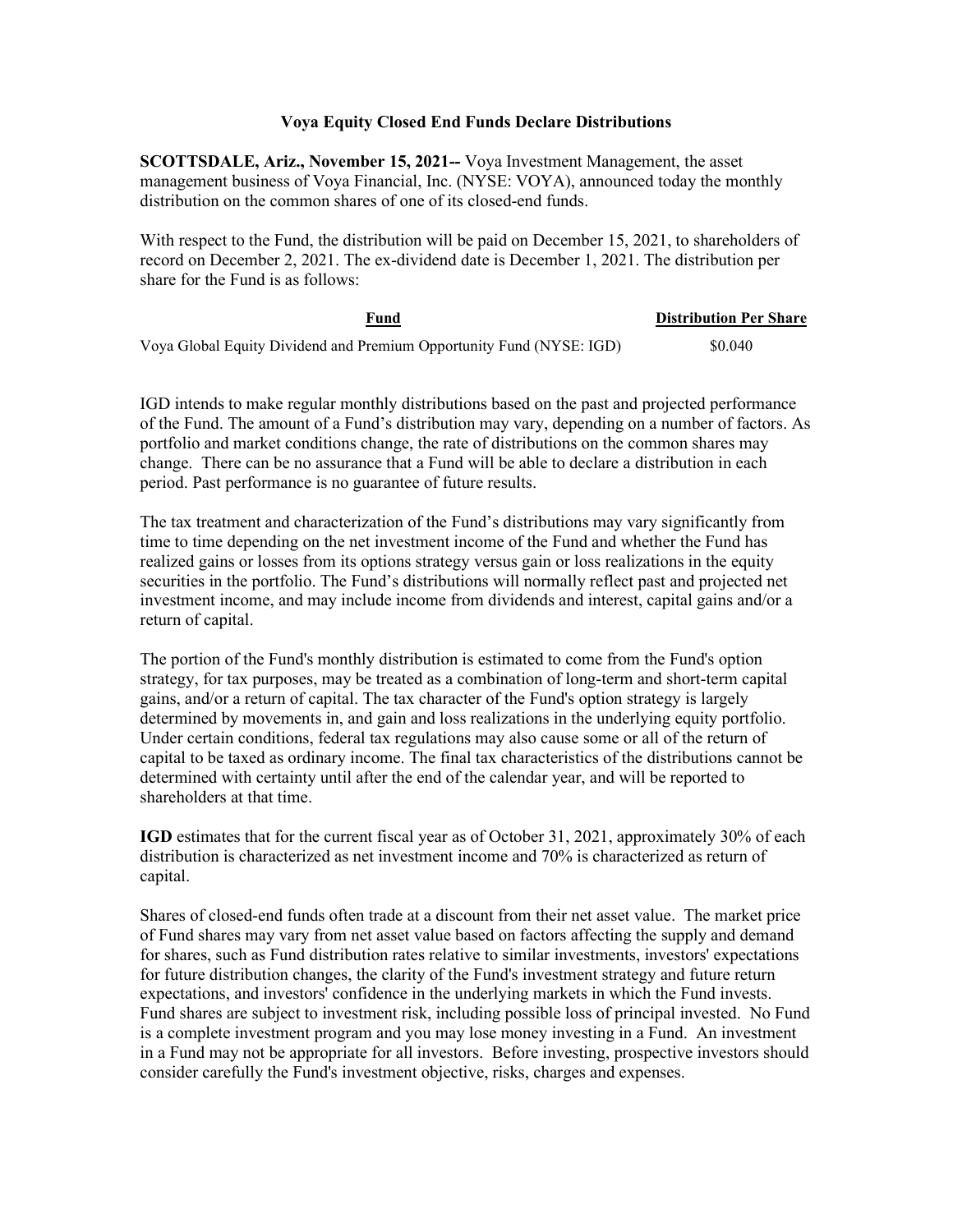# Voya Equity Closed End Funds Declare Distributions

**SCOTTSDALE, Ariz., November 15, 2021--** Voya Investment Management, the asset management business of Voya Financial, Inc. (NYSE: VOYA), announced today the monthly distribution on the common shares of one of its closed-end funds.

With respect to the Fund, the distribution will be paid on December 15, 2021, to shareholders of record on December 2, 2021. The ex-dividend date is December 1, 2021. The distribution per share for the Fund is as follows:

| Fund | Distribution Per Share |
| --- | --- |
| Voya Global Equity Dividend and Premium Opportunity Fund (NYSE: IGD) | $0.040 |

IGD intends to make regular monthly distributions based on the past and projected performance of the Fund. The amount of a Fund's distribution may vary, depending on a number of factors. As portfolio and market conditions change, the rate of distributions on the common shares may change. There can be no assurance that a Fund will be able to declare a distribution in each period. Past performance is no guarantee of future results.

The tax treatment and characterization of the Fund's distributions may vary significantly from time to time depending on the net investment income of the Fund and whether the Fund has realized gains or losses from its options strategy versus gain or loss realizations in the equity securities in the portfolio. The Fund's distributions will normally reflect past and projected net investment income, and may include income from dividends and interest, capital gains and/or a return of capital.

The portion of the Fund's monthly distribution is estimated to come from the Fund's option strategy, for tax purposes, may be treated as a combination of long-term and short-term capital gains, and/or a return of capital. The tax character of the Fund's option strategy is largely determined by movements in, and gain and loss realizations in the underlying equity portfolio. Under certain conditions, federal tax regulations may also cause some or all of the return of capital to be taxed as ordinary income. The final tax characteristics of the distributions cannot be determined with certainty until after the end of the calendar year, and will be reported to shareholders at that time.

**IGD** estimates that for the current fiscal year as of October 31, 2021, approximately 30% of each distribution is characterized as net investment income and 70% is characterized as return of capital.

Shares of closed-end funds often trade at a discount from their net asset value. The market price of Fund shares may vary from net asset value based on factors affecting the supply and demand for shares, such as Fund distribution rates relative to similar investments, investors' expectations for future distribution changes, the clarity of the Fund's investment strategy and future return expectations, and investors' confidence in the underlying markets in which the Fund invests. Fund shares are subject to investment risk, including possible loss of principal invested. No Fund is a complete investment program and you may lose money investing in a Fund. An investment in a Fund may not be appropriate for all investors. Before investing, prospective investors should consider carefully the Fund's investment objective, risks, charges and expenses.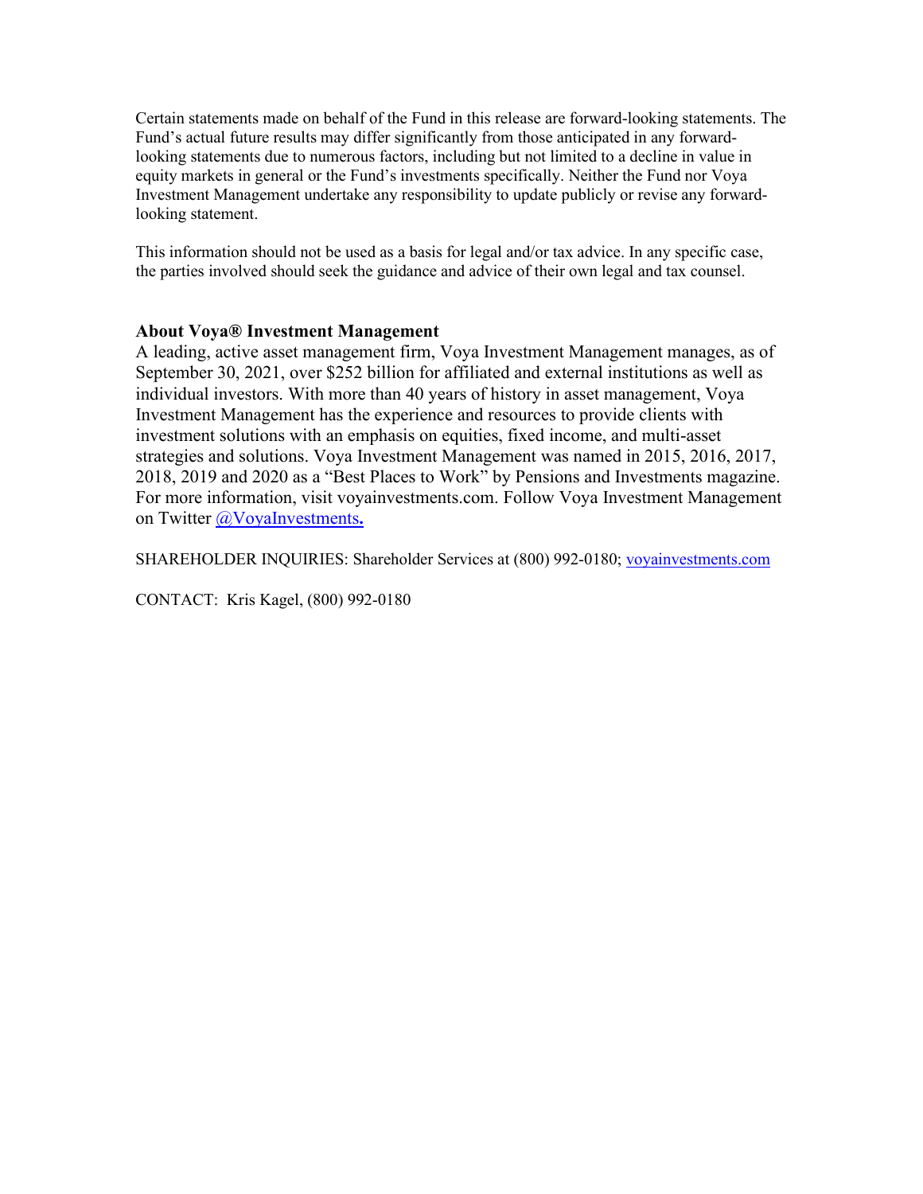Certain statements made on behalf of the Fund in this release are forward-looking statements. The Fund's actual future results may differ significantly from those anticipated in any forward-looking statements due to numerous factors, including but not limited to a decline in value in equity markets in general or the Fund's investments specifically. Neither the Fund nor Voya Investment Management undertake any responsibility to update publicly or revise any forward-looking statement.

This information should not be used as a basis for legal and/or tax advice. In any specific case, the parties involved should seek the guidance and advice of their own legal and tax counsel.

**About Voya® Investment Management**

A leading, active asset management firm, Voya Investment Management manages, as of September 30, 2021, over $252 billion for affiliated and external institutions as well as individual investors. With more than 40 years of history in asset management, Voya Investment Management has the experience and resources to provide clients with investment solutions with an emphasis on equities, fixed income, and multi-asset strategies and solutions. Voya Investment Management was named in 2015, 2016, 2017, 2018, 2019 and 2020 as a "Best Places to Work" by Pensions and Investments magazine. For more information, visit voyainvestments.com. Follow Voya Investment Management on Twitter [@VoyaInvestments](https://twitter.com/VoyaInvestments)**.**

SHAREHOLDER INQUIRIES: Shareholder Services at (800) 992-0180; [voyainvestments.com](https://voyainvestments.com)

CONTACT: Kris Kagel, (800) 992-0180